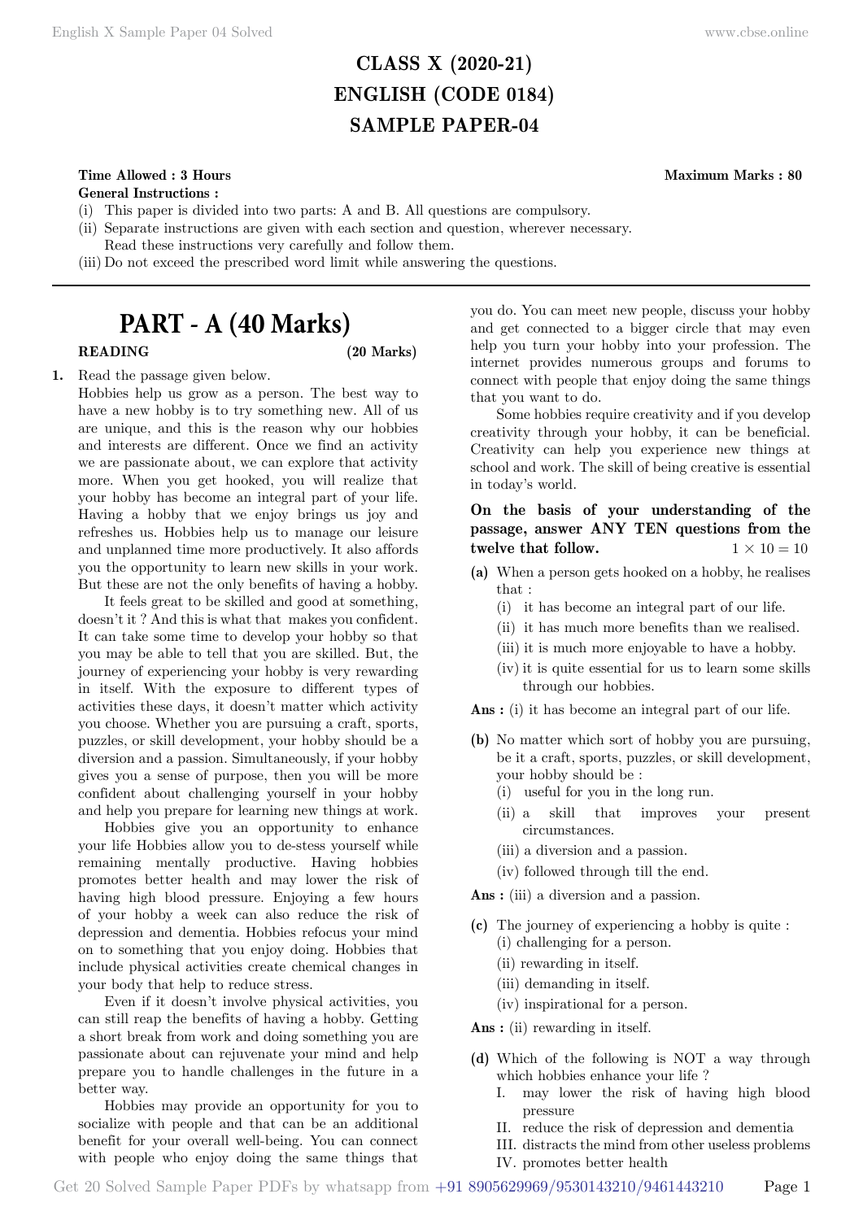# CLASS X (2020-21)
# ENGLISH (CODE 0184)
# SAMPLE PAPER-04

**Time Allowed : 3 Hours** **Maximum Marks : 80**

**General Instructions :**

(i) This paper is divided into two parts: A and B. All questions are compulsory.

(ii) Separate instructions are given with each section and question, wherever necessary. Read these instructions very carefully and follow them.

(iii) Do not exceed the prescribed word limit while answering the questions.

---

## PART - A (40 Marks)

**READING** **(20 Marks)**

**1.** Read the passage given below.

Hobbies help us grow as a person. The best way to have a new hobby is to try something new. All of us are unique, and this is the reason why our hobbies and interests are different. Once we find an activity we are passionate about, we can explore that activity more. When you get hooked, you will realize that your hobby has become an integral part of your life. Having a hobby that we enjoy brings us joy and refreshes us. Hobbies help us to manage our leisure and unplanned time more productively. It also affords you the opportunity to learn new skills in your work. But these are not the only benefits of having a hobby.

It feels great to be skilled and good at something, doesn't it ? And this is what that makes you confident. It can take some time to develop your hobby so that you may be able to tell that you are skilled. But, the journey of experiencing your hobby is very rewarding in itself. With the exposure to different types of activities these days, it doesn't matter which activity you choose. Whether you are pursuing a craft, sports, puzzles, or skill development, your hobby should be a diversion and a passion. Simultaneously, if your hobby gives you a sense of purpose, then you will be more confident about challenging yourself in your hobby and help you prepare for learning new things at work.

Hobbies give you an opportunity to enhance your life Hobbies allow you to de-stess yourself while remaining mentally productive. Having hobbies promotes better health and may lower the risk of having high blood pressure. Enjoying a few hours of your hobby a week can also reduce the risk of depression and dementia. Hobbies refocus your mind on to something that you enjoy doing. Hobbies that include physical activities create chemical changes in your body that help to reduce stress.

Even if it doesn't involve physical activities, you can still reap the benefits of having a hobby. Getting a short break from work and doing something you are passionate about can rejuvenate your mind and help prepare you to handle challenges in the future in a better way.

Hobbies may provide an opportunity for you to socialize with people and that can be an additional benefit for your overall well-being. You can connect with people who enjoy doing the same things that you do. You can meet new people, discuss your hobby and get connected to a bigger circle that may even help you turn your hobby into your profession. The internet provides numerous groups and forums to connect with people that enjoy doing the same things that you want to do.

Some hobbies require creativity and if you develop creativity through your hobby, it can be beneficial. Creativity can help you experience new things at school and work. The skill of being creative is essential in today's world.

**On the basis of your understanding of the passage, answer ANY TEN questions from the twelve that follow.** $1 \times 10 = 10$

**(a)** When a person gets hooked on a hobby, he realises that :

(i) it has become an integral part of our life.
(ii) it has much more benefits than we realised.
(iii) it is much more enjoyable to have a hobby.
(iv) it is quite essential for us to learn some skills through our hobbies.

**Ans :** (i) it has become an integral part of our life.

**(b)** No matter which sort of hobby you are pursuing, be it a craft, sports, puzzles, or skill development, your hobby should be :

(i) useful for you in the long run.
(ii) a skill that improves your present circumstances.
(iii) a diversion and a passion.
(iv) followed through till the end.

**Ans :** (iii) a diversion and a passion.

**(c)** The journey of experiencing a hobby is quite :

(i) challenging for a person.
(ii) rewarding in itself.
(iii) demanding in itself.
(iv) inspirational for a person.

**Ans :** (ii) rewarding in itself.

**(d)** Which of the following is NOT a way through which hobbies enhance your life ?

I. may lower the risk of having high blood pressure
II. reduce the risk of depression and dementia
III. distracts the mind from other useless problems
IV. promotes better health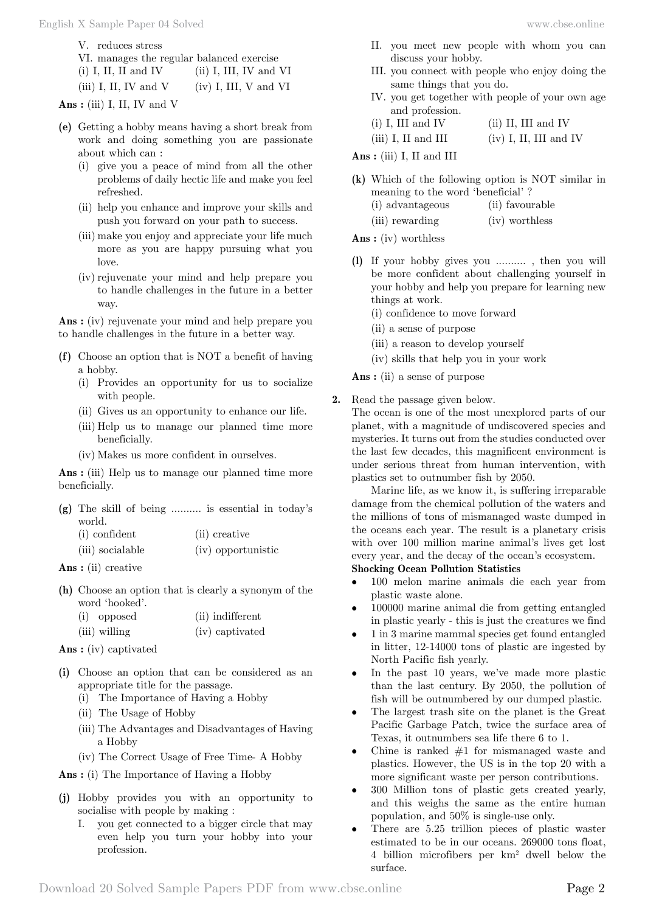V. reduces stress

VI. manages the regular balanced exercise

(i) I, II, II and IV (ii) I, III, IV and VI

(iii) I, II, IV and V (iv) I, III, V and VI

**Ans :** (iii) I, II, IV and V

**(e)** Getting a hobby means having a short break from work and doing something you are passionate about which can :

(i) give you a peace of mind from all the other problems of daily hectic life and make you feel refreshed.

(ii) help you enhance and improve your skills and push you forward on your path to success.

(iii) make you enjoy and appreciate your life much more as you are happy pursuing what you love.

(iv) rejuvenate your mind and help prepare you to handle challenges in the future in a better way.

**Ans :** (iv) rejuvenate your mind and help prepare you to handle challenges in the future in a better way.

**(f)** Choose an option that is NOT a benefit of having a hobby.

(i) Provides an opportunity for us to socialize with people.

(ii) Gives us an opportunity to enhance our life.

(iii) Help us to manage our planned time more beneficially.

(iv) Makes us more confident in ourselves.

**Ans :** (iii) Help us to manage our planned time more beneficially.

**(g)** The skill of being .......... is essential in today's world.

(i) confident (ii) creative

(iii) socialable (iv) opportunistic

**Ans :** (ii) creative

**(h)** Choose an option that is clearly a synonym of the word 'hooked'.

(i) opposed (ii) indifferent

(iii) willing (iv) captivated

**Ans :** (iv) captivated

**(i)** Choose an option that can be considered as an appropriate title for the passage.

(i) The Importance of Having a Hobby

(ii) The Usage of Hobby

(iii) The Advantages and Disadvantages of Having a Hobby

(iv) The Correct Usage of Free Time- A Hobby

**Ans :** (i) The Importance of Having a Hobby

**(j)** Hobby provides you with an opportunity to socialise with people by making :

I. you get connected to a bigger circle that may even help you turn your hobby into your profession.

II. you meet new people with whom you can discuss your hobby.

III. you connect with people who enjoy doing the same things that you do.

IV. you get together with people of your own age and profession.

(i) I, III and IV (ii) II, III and IV

(iii) I, II and III (iv) I, II, III and IV

**Ans :** (iii) I, II and III

**(k)** Which of the following option is NOT similar in meaning to the word 'beneficial' ?

(i) advantageous (ii) favourable

(iii) rewarding (iv) worthless

**Ans :** (iv) worthless

**(l)** If your hobby gives you .......... , then you will be more confident about challenging yourself in your hobby and help you prepare for learning new things at work.

(i) confidence to move forward

(ii) a sense of purpose

(iii) a reason to develop yourself

(iv) skills that help you in your work

**Ans :** (ii) a sense of purpose

**2.** Read the passage given below.

The ocean is one of the most unexplored parts of our planet, with a magnitude of undiscovered species and mysteries. It turns out from the studies conducted over the last few decades, this magnificent environment is under serious threat from human intervention, with plastics set to outnumber fish by 2050.

Marine life, as we know it, is suffering irreparable damage from the chemical pollution of the waters and the millions of tons of mismanaged waste dumped in the oceans each year. The result is a planetary crisis with over 100 million marine animal's lives get lost every year, and the decay of the ocean's ecosystem.

**Shocking Ocean Pollution Statistics**

- 100 melon marine animals die each year from plastic waste alone.
- 100000 marine animal die from getting entangled in plastic yearly - this is just the creatures we find
- 1 in 3 marine mammal species get found entangled in litter, 12-14000 tons of plastic are ingested by North Pacific fish yearly.
- In the past 10 years, we've made more plastic than the last century. By 2050, the pollution of fish will be outnumbered by our dumped plastic.
- The largest trash site on the planet is the Great Pacific Garbage Patch, twice the surface area of Texas, it outnumbers sea life there 6 to 1.
- Chine is ranked #1 for mismanaged waste and plastics. However, the US is in the top 20 with a more significant waste per person contributions.
- 300 Million tons of plastic gets created yearly, and this weighs the same as the entire human population, and 50% is single-use only.
- There are 5.25 trillion pieces of plastic waster estimated to be in our oceans. 269000 tons float, 4 billion microfibers per km² dwell below the surface.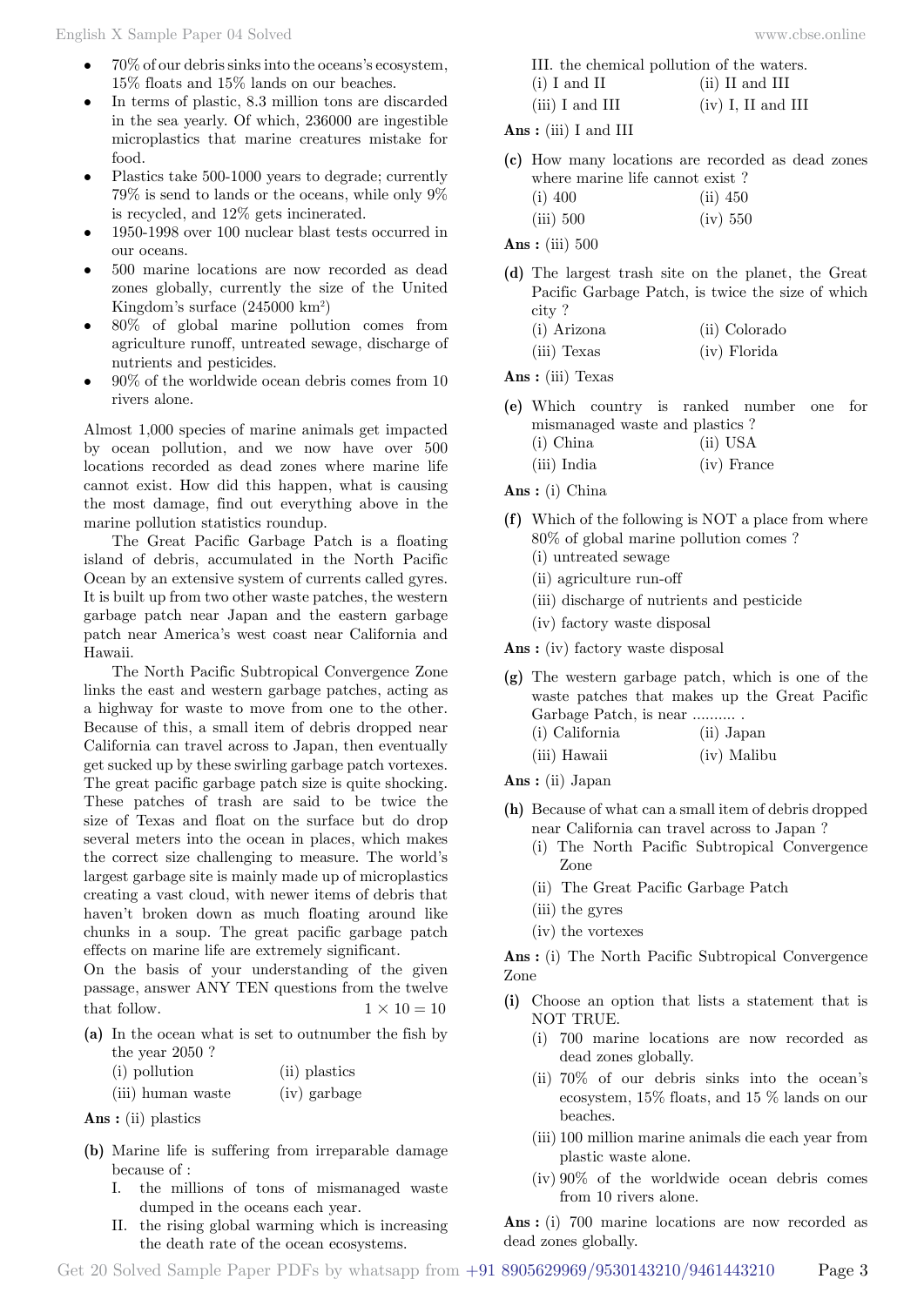- 70% of our debris sinks into the oceans's ecosystem, 15% floats and 15% lands on our beaches.
- In terms of plastic, 8.3 million tons are discarded in the sea yearly. Of which, 236000 are ingestible microplastics that marine creatures mistake for food.
- Plastics take 500-1000 years to degrade; currently 79% is send to lands or the oceans, while only 9% is recycled, and 12% gets incinerated.
- 1950-1998 over 100 nuclear blast tests occurred in our oceans.
- 500 marine locations are now recorded as dead zones globally, currently the size of the United Kingdom's surface (245000 km²)
- 80% of global marine pollution comes from agriculture runoff, untreated sewage, discharge of nutrients and pesticides.
- 90% of the worldwide ocean debris comes from 10 rivers alone.

Almost 1,000 species of marine animals get impacted by ocean pollution, and we now have over 500 locations recorded as dead zones where marine life cannot exist. How did this happen, what is causing the most damage, find out everything above in the marine pollution statistics roundup.

The Great Pacific Garbage Patch is a floating island of debris, accumulated in the North Pacific Ocean by an extensive system of currents called gyres. It is built up from two other waste patches, the western garbage patch near Japan and the eastern garbage patch near America's west coast near California and Hawaii.

The North Pacific Subtropical Convergence Zone links the east and western garbage patches, acting as a highway for waste to move from one to the other. Because of this, a small item of debris dropped near California can travel across to Japan, then eventually get sucked up by these swirling garbage patch vortexes. The great pacific garbage patch size is quite shocking. These patches of trash are said to be twice the size of Texas and float on the surface but do drop several meters into the ocean in places, which makes the correct size challenging to measure. The world's largest garbage site is mainly made up of microplastics creating a vast cloud, with newer items of debris that haven't broken down as much floating around like chunks in a soup. The great pacific garbage patch effects on marine life are extremely significant.

On the basis of your understanding of the given passage, answer ANY TEN questions from the twelve that follow. $1 \times 10 = 10$

**(a)** In the ocean what is set to outnumber the fish by the year 2050 ?

(i) pollution (ii) plastics
(iii) human waste (iv) garbage

**Ans :** (ii) plastics

**(b)** Marine life is suffering from irreparable damage because of :

I. the millions of tons of mismanaged waste dumped in the oceans each year.
II. the rising global warming which is increasing the death rate of the ocean ecosystems.
III. the chemical pollution of the waters.

(i) I and II (ii) II and III
(iii) I and III (iv) I, II and III

**Ans :** (iii) I and III

**(c)** How many locations are recorded as dead zones where marine life cannot exist ?

(i) 400 (ii) 450
(iii) 500 (iv) 550

**Ans :** (iii) 500

**(d)** The largest trash site on the planet, the Great Pacific Garbage Patch, is twice the size of which city ?

(i) Arizona (ii) Colorado
(iii) Texas (iv) Florida

**Ans :** (iii) Texas

**(e)** Which country is ranked number one for mismanaged waste and plastics ?

(i) China (ii) USA
(iii) India (iv) France

**Ans :** (i) China

**(f)** Which of the following is NOT a place from where 80% of global marine pollution comes ?

(i) untreated sewage
(ii) agriculture run-off
(iii) discharge of nutrients and pesticide
(iv) factory waste disposal

**Ans :** (iv) factory waste disposal

**(g)** The western garbage patch, which is one of the waste patches that makes up the Great Pacific Garbage Patch, is near .......... .

(i) California (ii) Japan
(iii) Hawaii (iv) Malibu

**Ans :** (ii) Japan

**(h)** Because of what can a small item of debris dropped near California can travel across to Japan ?

(i) The North Pacific Subtropical Convergence Zone
(ii) The Great Pacific Garbage Patch
(iii) the gyres
(iv) the vortexes

**Ans :** (i) The North Pacific Subtropical Convergence Zone

**(i)** Choose an option that lists a statement that is NOT TRUE.

(i) 700 marine locations are now recorded as dead zones globally.
(ii) 70% of our debris sinks into the ocean's ecosystem, 15% floats, and 15 % lands on our beaches.
(iii) 100 million marine animals die each year from plastic waste alone.
(iv) 90% of the worldwide ocean debris comes from 10 rivers alone.

**Ans :** (i) 700 marine locations are now recorded as dead zones globally.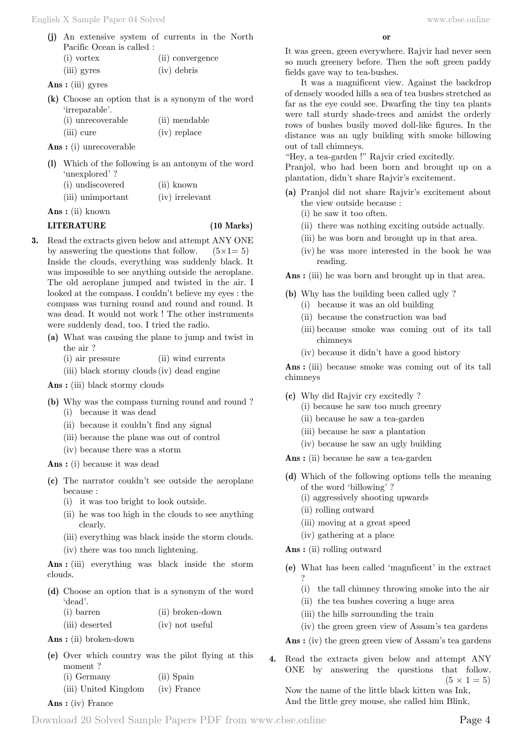**(j)** An extensive system of currents in the North Pacific Ocean is called :

(i) vortex (ii) convergence

(iii) gyres (iv) debris

**Ans :** (iii) gyres

**(k)** Choose an option that is a synonym of the word 'irreparable'.

(i) unrecoverable (ii) mendable

(iii) cure (iv) replace

**Ans :** (i) unrecoverable

**(l)** Which of the following is an antonym of the word 'unexplored' ?

(i) undiscovered (ii) known

(iii) unimportant (iv) irrelevant

**Ans :** (ii) known

**LITERATURE (10 Marks)**

**3.** Read the extracts given below and attempt ANY ONE by answering the questions that follow. (5×1= 5)

Inside the clouds, everything was suddenly black. It was impossible to see anything outside the aeroplane. The old aeroplane jumped and twisted in the air. I looked at the compass. I couldn't believe my eyes : the compass was turning round and round and round. It was dead. It would not work ! The other instruments were suddenly dead, too. I tried the radio.

**(a)** What was causing the plane to jump and twist in the air ?

(i) air pressure (ii) wind currents

(iii) black stormy clouds (iv) dead engine

**Ans :** (iii) black stormy clouds

**(b)** Why was the compass turning round and round ?

(i) because it was dead

(ii) because it couldn't find any signal

(iii) because the plane was out of control

(iv) because there was a storm

**Ans :** (i) because it was dead

**(c)** The narrator couldn't see outside the aeroplane because :

(i) it was too bright to look outside.

(ii) he was too high in the clouds to see anything clearly.

(iii) everything was black inside the storm clouds.

(iv) there was too much lightening.

**Ans :** (iii) everything was black inside the storm clouds.

**(d)** Choose an option that is a synonym of the word 'dead'.

(i) barren (ii) broken-down

(iii) deserted (iv) not useful

**Ans :** (ii) broken-down

**(e)** Over which country was the pilot flying at this moment ?

(i) Germany (ii) Spain

(iii) United Kingdom (iv) France

**Ans :** (iv) France

**or**

It was green, green everywhere. Rajvir had never seen so much greenery before. Then the soft green paddy fields gave way to tea-bushes.

It was a magnificent view. Against the backdrop of densely wooded hills a sea of tea bushes stretched as far as the eye could see. Dwarfing the tiny tea plants were tall sturdy shade-trees and amidst the orderly rows of bushes busily moved doll-like figures. In the distance was an ugly building with smoke billowing out of tall chimneys.

"Hey, a tea-garden !" Rajvir cried excitedly.

Pranjol, who had been born and brought up on a plantation, didn't share Rajvir's excitement.

**(a)** Pranjol did not share Rajvir's excitement about the view outside because :

(i) he saw it too often.

(ii) there was nothing exciting outside actually.

(iii) he was born and brought up in that area.

(iv) he was more interested in the book he was reading.

**Ans :** (iii) he was born and brought up in that area.

**(b)** Why has the building been called ugly ?

(i) because it was an old building

(ii) because the construction was bad

(iii) because smoke was coming out of its tall chimneys

(iv) because it didn't have a good history

**Ans :** (iii) because smoke was coming out of its tall chimneys

**(c)** Why did Rajvir cry excitedly ?

(i) because he saw too much greenry

(ii) because he saw a tea-garden

(iii) because he saw a plantation

(iv) because he saw an ugly building

**Ans :** (ii) because he saw a tea-garden

**(d)** Which of the following options tells the meaning of the word 'billowing' ?

(i) aggressively shooting upwards

(ii) rolling outward

(iii) moving at a great speed

(iv) gathering at a place

**Ans :** (ii) rolling outward

**(e)** What has been called 'magnficent' in the extract ?

(i) the tall chimney throwing smoke into the air

(ii) the tea bushes covering a huge area

(iii) the hills surrounding the train

(iv) the green green view of Assam's tea gardens

**Ans :** (iv) the green green view of Assam's tea gardens

**4.** Read the extracts given below and attempt ANY ONE by answering the questions that follow. (5 × 1 = 5)

Now the name of the little black kitten was Ink,
And the little grey mouse, she called him Blink,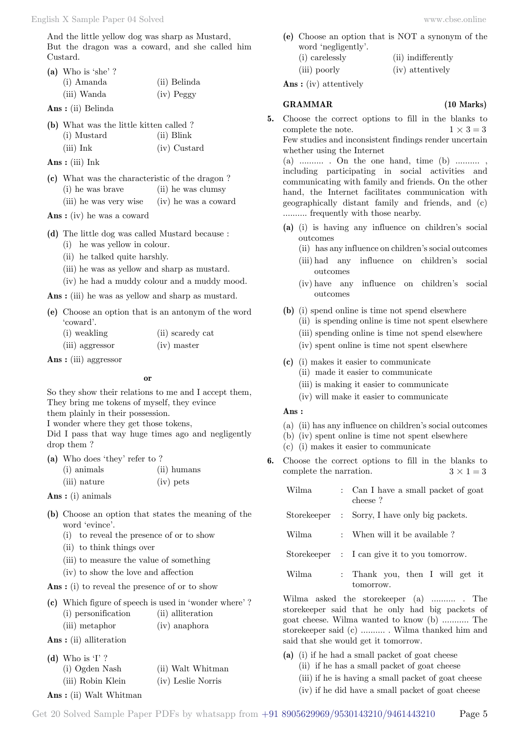And the little yellow dog was sharp as Mustard,
But the dragon was a coward, and she called him Custard.

**(a)** Who is 'she' ?
(i) Amanda (ii) Belinda
(iii) Wanda (iv) Peggy

**Ans :** (ii) Belinda

**(b)** What was the little kitten called ?
(i) Mustard (ii) Blink
(iii) Ink (iv) Custard

**Ans :** (iii) Ink

**(c)** What was the characteristic of the dragon ?
(i) he was brave (ii) he was clumsy
(iii) he was very wise (iv) he was a coward

**Ans :** (iv) he was a coward

**(d)** The little dog was called Mustard because :
(i) he was yellow in colour.
(ii) he talked quite harshly.
(iii) he was as yellow and sharp as mustard.
(iv) he had a muddy colour and a muddy mood.

**Ans :** (iii) he was as yellow and sharp as mustard.

**(e)** Choose an option that is an antonym of the word 'coward'.
(i) weakling (ii) scaredy cat
(iii) aggressor (iv) master

**Ans :** (iii) aggressor

**or**

So they show their relations to me and I accept them,
They bring me tokens of myself, they evince
them plainly in their possession.
I wonder where they get those tokens,
Did I pass that way huge times ago and negligently drop them ?

**(a)** Who does 'they' refer to ?
(i) animals (ii) humans
(iii) nature (iv) pets

**Ans :** (i) animals

**(b)** Choose an option that states the meaning of the word 'evince'.
(i) to reveal the presence of or to show
(ii) to think things over
(iii) to measure the value of something
(iv) to show the love and affection

**Ans :** (i) to reveal the presence of or to show

**(c)** Which figure of speech is used in 'wonder where' ?
(i) personification (ii) alliteration
(iii) metaphor (iv) anaphora

**Ans :** (ii) alliteration

**(d)** Who is 'I' ?
(i) Ogden Nash (ii) Walt Whitman
(iii) Robin Klein (iv) Leslie Norris

**Ans :** (ii) Walt Whitman

**(e)** Choose an option that is NOT a synonym of the word 'negligently'.
(i) carelessly (ii) indifferently
(iii) poorly (iv) attentively

**Ans :** (iv) attentively

## GRAMMAR (10 Marks)

**5.** Choose the correct options to fill in the blanks to complete the note. $1 \times 3 = 3$

Few studies and inconsistent findings render uncertain whether using the Internet (a) .......... . On the one hand, time (b) .......... , including participating in social activities and communicating with family and friends. On the other hand, the Internet facilitates communication with geographically distant family and friends, and (c) .......... frequently with those nearby.

**(a)** (i) is having any influence on children's social outcomes
(ii) has any influence on children's social outcomes
(iii) had any influence on children's social outcomes
(iv) have any influence on children's social outcomes

**(b)** (i) spend online is time not spend elsewhere
(ii) is spending online is time not spent elsewhere
(iii) spending online is time not spend elsewhere
(iv) spent online is time not spent elsewhere

**(c)** (i) makes it easier to communicate
(ii) made it easier to communicate
(iii) is making it easier to communicate
(iv) will make it easier to communicate

**Ans :**

(a) (ii) has any influence on children's social outcomes
(b) (iv) spent online is time not spent elsewhere
(c) (i) makes it easier to communicate

**6.** Choose the correct options to fill in the blanks to complete the narration. $3 \times 1 = 3$

| | | |
|---|---|---|
| Wilma | : | Can I have a small packet of goat cheese ? |
| Storekeeper | : | Sorry, I have only big packets. |
| Wilma | : | When will it be available ? |
| Storekeeper | : | I can give it to you tomorrow. |
| Wilma | : | Thank you, then I will get it tomorrow. |

Wilma asked the storekeeper (a) .......... . The storekeeper said that he only had big packets of goat cheese. Wilma wanted to know (b) ........... The storekeeper said (c) .......... . Wilma thanked him and said that she would get it tomorrow.

**(a)** (i) if he had a small packet of goat cheese
(ii) if he has a small packet of goat cheese
(iii) if he is having a small packet of goat cheese
(iv) if he did have a small packet of goat cheese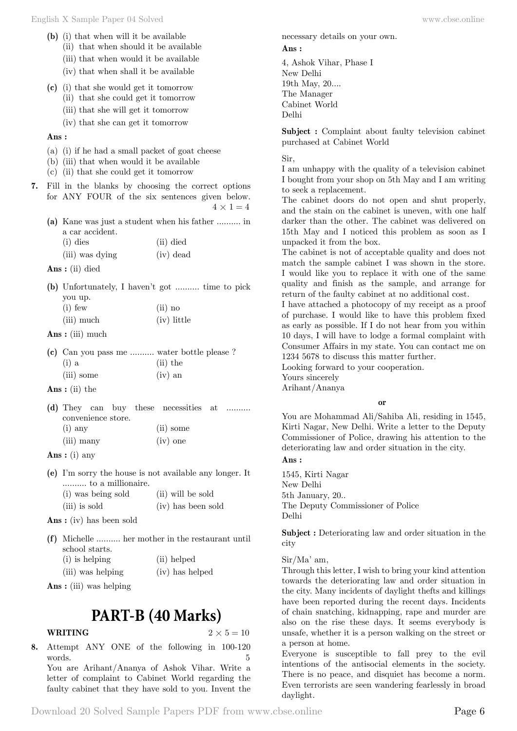**(b)** (i) that when will it be available
(ii) that when should it be available
(iii) that when would it be available
(iv) that when shall it be available

**(c)** (i) that she would get it tomorrow
(ii) that she could get it tomorrow
(iii) that she will get it tomorrow
(iv) that she can get it tomorrow

**Ans :**

(a) (i) if he had a small packet of goat cheese
(b) (iii) that when would it be available
(c) (ii) that she could get it tomorrow

**7.** Fill in the blanks by choosing the correct options for ANY FOUR of the six sentences given below. $4 \times 1 = 4$

**(a)** Kane was just a student when his father .......... in a car accident.

| | |
|---|---|
| (i) dies | (ii) died |
| (iii) was dying | (iv) dead |

**Ans :** (ii) died

**(b)** Unfortunately, I haven't got .......... time to pick you up.

| | |
|---|---|
| (i) few | (ii) no |
| (iii) much | (iv) little |

**Ans :** (iii) much

**(c)** Can you pass me .......... water bottle please ?

| | |
|---|---|
| (i) a | (ii) the |
| (iii) some | (iv) an |

**Ans :** (ii) the

**(d)** They can buy these necessities at .......... convenience store.

| | |
|---|---|
| (i) any | (ii) some |
| (iii) many | (iv) one |

**Ans :** (i) any

**(e)** I'm sorry the house is not available any longer. It .......... to a millionaire.

| | |
|---|---|
| (i) was being sold | (ii) will be sold |
| (iii) is sold | (iv) has been sold |

**Ans :** (iv) has been sold

**(f)** Michelle .......... her mother in the restaurant until school starts.

| | |
|---|---|
| (i) is helping | (ii) helped |
| (iii) was helping | (iv) has helped |

**Ans :** (iii) was helping

# PART-B (40 Marks)

**WRITING** $2 \times 5 = 10$

**8.** Attempt ANY ONE of the following in 100-120 words. 5

You are Arihant/Ananya of Ashok Vihar. Write a letter of complaint to Cabinet World regarding the faulty cabinet that they have sold to you. Invent the necessary details on your own.

**Ans :**

4, Ashok Vihar, Phase I
New Delhi
19th May, 20....
The Manager
Cabinet World
Delhi

**Subject :** Complaint about faulty television cabinet purchased at Cabinet World

Sir,
I am unhappy with the quality of a television cabinet I bought from your shop on 5th May and I am writing to seek a replacement.
The cabinet doors do not open and shut properly, and the stain on the cabinet is uneven, with one half darker than the other. The cabinet was delivered on 15th May and I noticed this problem as soon as I unpacked it from the box.
The cabinet is not of acceptable quality and does not match the sample cabinet I was shown in the store. I would like you to replace it with one of the same quality and finish as the sample, and arrange for return of the faulty cabinet at no additional cost.
I have attached a photocopy of my receipt as a proof of purchase. I would like to have this problem fixed as early as possible. If I do not hear from you within 10 days, I will have to lodge a formal complaint with Consumer Affairs in my state. You can contact me on 1234 5678 to discuss this matter further.
Looking forward to your cooperation.
Yours sincerely
Arihant/Ananya

**or**

You are Mohammad Ali/Sahiba Ali, residing in 1545, Kirti Nagar, New Delhi. Write a letter to the Deputy Commissioner of Police, drawing his attention to the deteriorating law and order situation in the city.

**Ans :**

1545, Kirti Nagar
New Delhi
5th January, 20..
The Deputy Commissioner of Police
Delhi

**Subject :** Deteriorating law and order situation in the city

Sir/Ma' am,
Through this letter, I wish to bring your kind attention towards the deteriorating law and order situation in the city. Many incidents of daylight thefts and killings have been reported during the recent days. Incidents of chain snatching, kidnapping, rape and murder are also on the rise these days. It seems everybody is unsafe, whether it is a person walking on the street or a person at home.
Everyone is susceptible to fall prey to the evil intentions of the antisocial elements in the society. There is no peace, and disquiet has become a norm. Even terrorists are seen wandering fearlessly in broad daylight.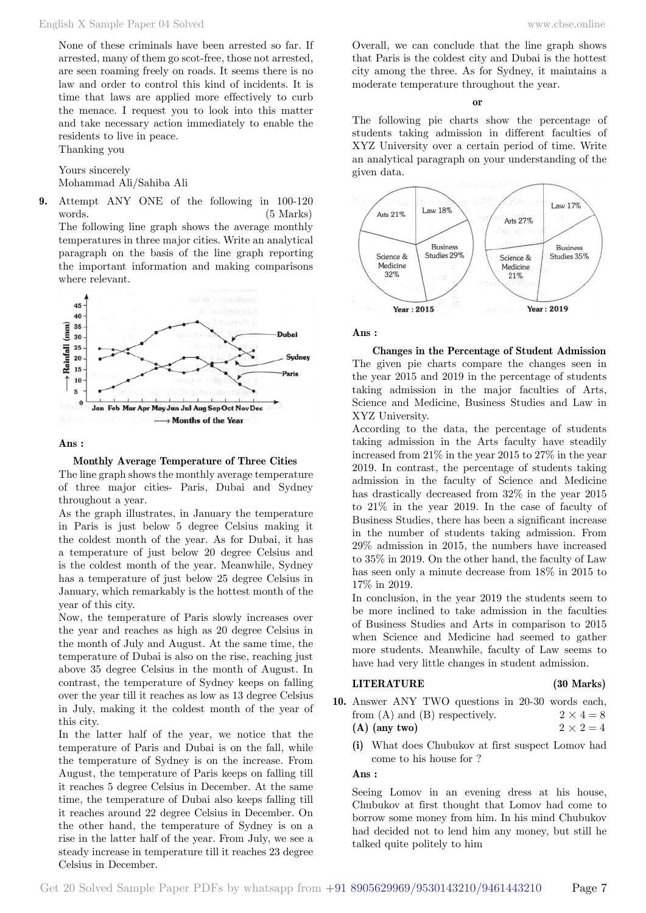None of these criminals have been arrested so far. If arrested, many of them go scot-free, those not arrested, are seen roaming freely on roads. It seems there is no law and order to control this kind of incidents. It is time that laws are applied more effectively to curb the menace. I request you to look into this matter and take necessary action immediately to enable the residents to live in peace.

Thanking you

Yours sincerely
Mohammad Ali/Sahiba Ali

**9.** Attempt ANY ONE of the following in 100-120 words. (5 Marks)

The following line graph shows the average monthly temperatures in three major cities. Write an analytical paragraph on the basis of the line graph reporting the important information and making comparisons where relevant.

**Ans :**

**Monthly Average Temperature of Three Cities**

The line graph shows the monthly average temperature of three major cities- Paris, Dubai and Sydney throughout a year.

As the graph illustrates, in January the temperature in Paris is just below 5 degree Celsius making it the coldest month of the year. As for Dubai, it has a temperature of just below 20 degree Celsius and is the coldest month of the year. Meanwhile, Sydney has a temperature of just below 25 degree Celsius in January, which remarkably is the hottest month of the year of this city.

Now, the temperature of Paris slowly increases over the year and reaches as high as 20 degree Celsius in the month of July and August. At the same time, the temperature of Dubai is also on the rise, reaching just above 35 degree Celsius in the month of August. In contrast, the temperature of Sydney keeps on falling over the year till it reaches as low as 13 degree Celsius in July, making it the coldest month of the year of this city.

In the latter half of the year, we notice that the temperature of Paris and Dubai is on the fall, while the temperature of Sydney is on the increase. From August, the temperature of Paris keeps on falling till it reaches 5 degree Celsius in December. At the same time, the temperature of Dubai also keeps falling till it reaches around 22 degree Celsius in December. On the other hand, the temperature of Sydney is on a rise in the latter half of the year. From July, we see a steady increase in temperature till it reaches 23 degree Celsius in December.

Overall, we can conclude that the line graph shows that Paris is the coldest city and Dubai is the hottest city among the three. As for Sydney, it maintains a moderate temperature throughout the year.

**or**

The following pie charts show the percentage of students taking admission in different faculties of XYZ University over a certain period of time. Write an analytical paragraph on your understanding of the given data.

**Ans :**

**Changes in the Percentage of Student Admission**

The given pie charts compare the changes seen in the year 2015 and 2019 in the percentage of students taking admission in the major faculties of Arts, Science and Medicine, Business Studies and Law in XYZ University.

According to the data, the percentage of students taking admission in the Arts faculty have steadily increased from 21% in the year 2015 to 27% in the year 2019. In contrast, the percentage of students taking admission in the faculty of Science and Medicine has drastically decreased from 32% in the year 2015 to 21% in the year 2019. In the case of faculty of Business Studies, there has been a significant increase in the number of students taking admission. From 29% admission in 2015, the numbers have increased to 35% in 2019. On the other hand, the faculty of Law has seen only a minute decrease from 18% in 2015 to 17% in 2019.

In conclusion, in the year 2019 the students seem to be more inclined to take admission in the faculties of Business Studies and Arts in comparison to 2015 when Science and Medicine had seemed to gather more students. Meanwhile, faculty of Law seems to have had very little changes in student admission.

**LITERATURE (30 Marks)**

**10.** Answer ANY TWO questions in 20-30 words each, from (A) and (B) respectively. $2 \times 4 = 8$

**(A) (any two)** $2 \times 2 = 4$

**(i)** What does Chubukov at first suspect Lomov had come to his house for ?

**Ans :**

Seeing Lomov in an evening dress at his house, Chubukov at first thought that Lomov had come to borrow some money from him. In his mind Chubukov had decided not to lend him any money, but still he talked quite politely to him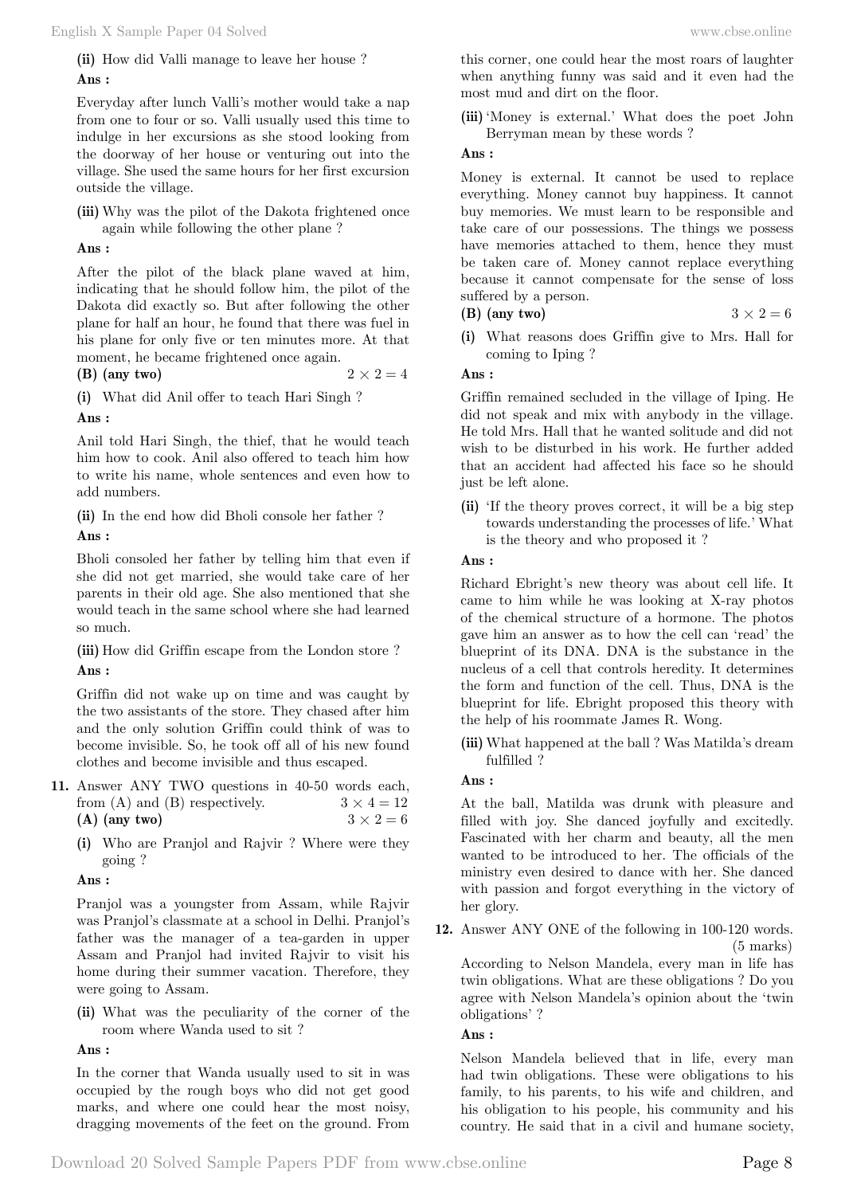**(ii)** How did Valli manage to leave her house ?

**Ans :**

Everyday after lunch Valli's mother would take a nap from one to four or so. Valli usually used this time to indulge in her excursions as she stood looking from the doorway of her house or venturing out into the village. She used the same hours for her first excursion outside the village.

**(iii)** Why was the pilot of the Dakota frightened once again while following the other plane ?

**Ans :**

After the pilot of the black plane waved at him, indicating that he should follow him, the pilot of the Dakota did exactly so. But after following the other plane for half an hour, he found that there was fuel in his plane for only five or ten minutes more. At that moment, he became frightened once again.

**(B) (any two)** $2 \times 2 = 4$

**(i)** What did Anil offer to teach Hari Singh ?

**Ans :**

Anil told Hari Singh, the thief, that he would teach him how to cook. Anil also offered to teach him how to write his name, whole sentences and even how to add numbers.

**(ii)** In the end how did Bholi console her father ?

**Ans :**

Bholi consoled her father by telling him that even if she did not get married, she would take care of her parents in their old age. She also mentioned that she would teach in the same school where she had learned so much.

**(iii)** How did Griffin escape from the London store ?

**Ans :**

Griffin did not wake up on time and was caught by the two assistants of the store. They chased after him and the only solution Griffin could think of was to become invisible. So, he took off all of his new found clothes and become invisible and thus escaped.

**11.** Answer ANY TWO questions in 40-50 words each, from (A) and (B) respectively. $3 \times 4 = 12$

**(A) (any two)** $3 \times 2 = 6$

**(i)** Who are Pranjol and Rajvir ? Where were they going ?

**Ans :**

Pranjol was a youngster from Assam, while Rajvir was Pranjol's classmate at a school in Delhi. Pranjol's father was the manager of a tea-garden in upper Assam and Pranjol had invited Rajvir to visit his home during their summer vacation. Therefore, they were going to Assam.

**(ii)** What was the peculiarity of the corner of the room where Wanda used to sit ?

**Ans :**

In the corner that Wanda usually used to sit in was occupied by the rough boys who did not get good marks, and where one could hear the most noisy, dragging movements of the feet on the ground. From this corner, one could hear the most roars of laughter when anything funny was said and it even had the most mud and dirt on the floor.

**(iii)** 'Money is external.' What does the poet John Berryman mean by these words ?

**Ans :**

Money is external. It cannot be used to replace everything. Money cannot buy happiness. It cannot buy memories. We must learn to be responsible and take care of our possessions. The things we possess have memories attached to them, hence they must be taken care of. Money cannot replace everything because it cannot compensate for the sense of loss suffered by a person.

**(B) (any two)** $3 \times 2 = 6$

**(i)** What reasons does Griffin give to Mrs. Hall for coming to Iping ?

**Ans :**

Griffin remained secluded in the village of Iping. He did not speak and mix with anybody in the village. He told Mrs. Hall that he wanted solitude and did not wish to be disturbed in his work. He further added that an accident had affected his face so he should just be left alone.

**(ii)** 'If the theory proves correct, it will be a big step towards understanding the processes of life.' What is the theory and who proposed it ?

**Ans :**

Richard Ebright's new theory was about cell life. It came to him while he was looking at X-ray photos of the chemical structure of a hormone. The photos gave him an answer as to how the cell can 'read' the blueprint of its DNA. DNA is the substance in the nucleus of a cell that controls heredity. It determines the form and function of the cell. Thus, DNA is the blueprint for life. Ebright proposed this theory with the help of his roommate James R. Wong.

**(iii)** What happened at the ball ? Was Matilda's dream fulfilled ?

**Ans :**

At the ball, Matilda was drunk with pleasure and filled with joy. She danced joyfully and excitedly. Fascinated with her charm and beauty, all the men wanted to be introduced to her. The officials of the ministry even desired to dance with her. She danced with passion and forgot everything in the victory of her glory.

**12.** Answer ANY ONE of the following in 100-120 words. (5 marks)

According to Nelson Mandela, every man in life has twin obligations. What are these obligations ? Do you agree with Nelson Mandela's opinion about the 'twin obligations' ?

**Ans :**

Nelson Mandela believed that in life, every man had twin obligations. These were obligations to his family, to his parents, to his wife and children, and his obligation to his people, his community and his country. He said that in a civil and humane society,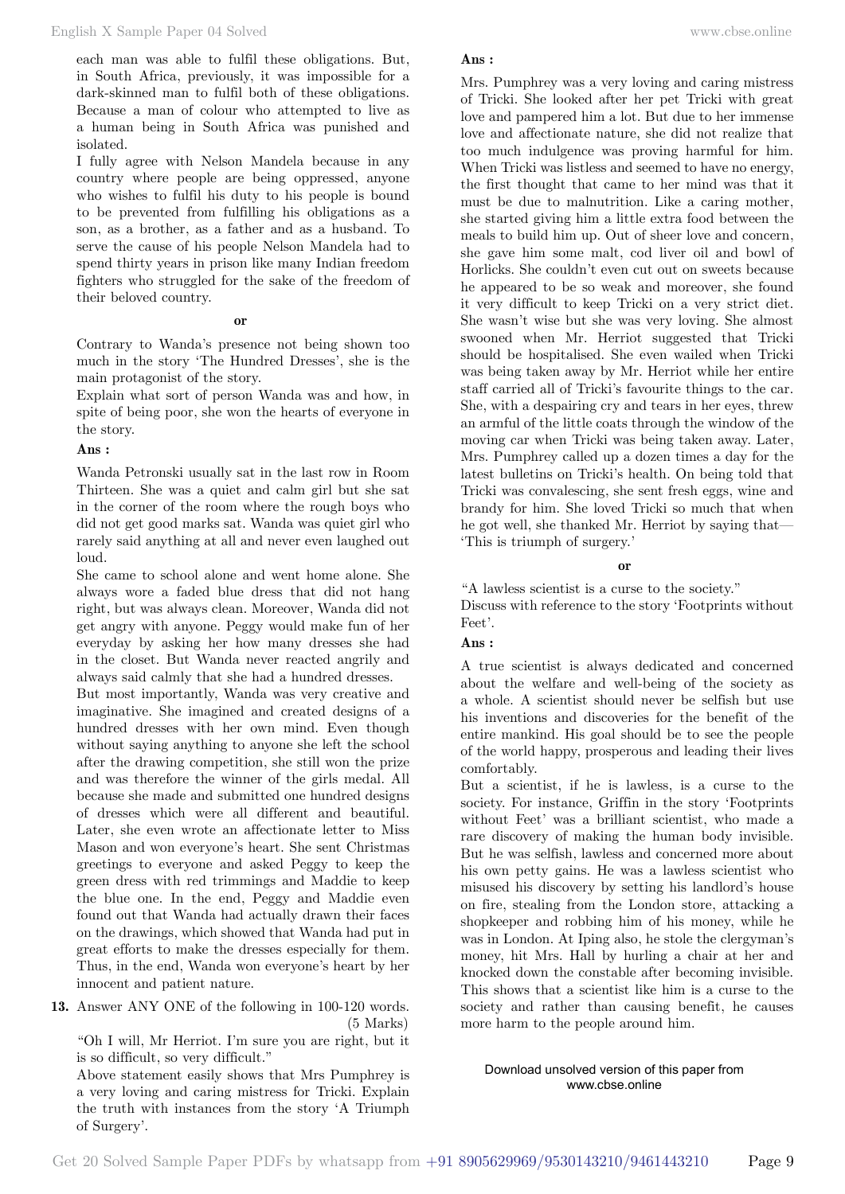each man was able to fulfil these obligations. But, in South Africa, previously, it was impossible for a dark-skinned man to fulfil both of these obligations. Because a man of colour who attempted to live as a human being in South Africa was punished and isolated.

I fully agree with Nelson Mandela because in any country where people are being oppressed, anyone who wishes to fulfil his duty to his people is bound to be prevented from fulfilling his obligations as a son, as a brother, as a father and as a husband. To serve the cause of his people Nelson Mandela had to spend thirty years in prison like many Indian freedom fighters who struggled for the sake of the freedom of their beloved country.

**or**

Contrary to Wanda's presence not being shown too much in the story 'The Hundred Dresses', she is the main protagonist of the story.

Explain what sort of person Wanda was and how, in spite of being poor, she won the hearts of everyone in the story.

**Ans :**

Wanda Petronski usually sat in the last row in Room Thirteen. She was a quiet and calm girl but she sat in the corner of the room where the rough boys who did not get good marks sat. Wanda was quiet girl who rarely said anything at all and never even laughed out loud.

She came to school alone and went home alone. She always wore a faded blue dress that did not hang right, but was always clean. Moreover, Wanda did not get angry with anyone. Peggy would make fun of her everyday by asking her how many dresses she had in the closet. But Wanda never reacted angrily and always said calmly that she had a hundred dresses.

But most importantly, Wanda was very creative and imaginative. She imagined and created designs of a hundred dresses with her own mind. Even though without saying anything to anyone she left the school after the drawing competition, she still won the prize and was therefore the winner of the girls medal. All because she made and submitted one hundred designs of dresses which were all different and beautiful. Later, she even wrote an affectionate letter to Miss Mason and won everyone's heart. She sent Christmas greetings to everyone and asked Peggy to keep the green dress with red trimmings and Maddie to keep the blue one. In the end, Peggy and Maddie even found out that Wanda had actually drawn their faces on the drawings, which showed that Wanda had put in great efforts to make the dresses especially for them. Thus, in the end, Wanda won everyone's heart by her innocent and patient nature.

**13.** Answer ANY ONE of the following in 100-120 words. (5 Marks)

"Oh I will, Mr Herriot. I'm sure you are right, but it is so difficult, so very difficult."

Above statement easily shows that Mrs Pumphrey is a very loving and caring mistress for Tricki. Explain the truth with instances from the story 'A Triumph of Surgery'.

**Ans :**

Mrs. Pumphrey was a very loving and caring mistress of Tricki. She looked after her pet Tricki with great love and pampered him a lot. But due to her immense love and affectionate nature, she did not realize that too much indulgence was proving harmful for him. When Tricki was listless and seemed to have no energy, the first thought that came to her mind was that it must be due to malnutrition. Like a caring mother, she started giving him a little extra food between the meals to build him up. Out of sheer love and concern, she gave him some malt, cod liver oil and bowl of Horlicks. She couldn't even cut out on sweets because he appeared to be so weak and moreover, she found it very difficult to keep Tricki on a very strict diet. She wasn't wise but she was very loving. She almost swooned when Mr. Herriot suggested that Tricki should be hospitalised. She even wailed when Tricki was being taken away by Mr. Herriot while her entire staff carried all of Tricki's favourite things to the car. She, with a despairing cry and tears in her eyes, threw an armful of the little coats through the window of the moving car when Tricki was being taken away. Later, Mrs. Pumphrey called up a dozen times a day for the latest bulletins on Tricki's health. On being told that Tricki was convalescing, she sent fresh eggs, wine and brandy for him. She loved Tricki so much that when he got well, she thanked Mr. Herriot by saying that—'This is triumph of surgery.'

**or**

"A lawless scientist is a curse to the society."

Discuss with reference to the story 'Footprints without Feet'.

**Ans :**

A true scientist is always dedicated and concerned about the welfare and well-being of the society as a whole. A scientist should never be selfish but use his inventions and discoveries for the benefit of the entire mankind. His goal should be to see the people of the world happy, prosperous and leading their lives comfortably.

But a scientist, if he is lawless, is a curse to the society. For instance, Griffin in the story 'Footprints without Feet' was a brilliant scientist, who made a rare discovery of making the human body invisible. But he was selfish, lawless and concerned more about his own petty gains. He was a lawless scientist who misused his discovery by setting his landlord's house on fire, stealing from the London store, attacking a shopkeeper and robbing him of his money, while he was in London. At Iping also, he stole the clergyman's money, hit Mrs. Hall by hurling a chair at her and knocked down the constable after becoming invisible. This shows that a scientist like him is a curse to the society and rather than causing benefit, he causes more harm to the people around him.

Download unsolved version of this paper from www.cbse.online